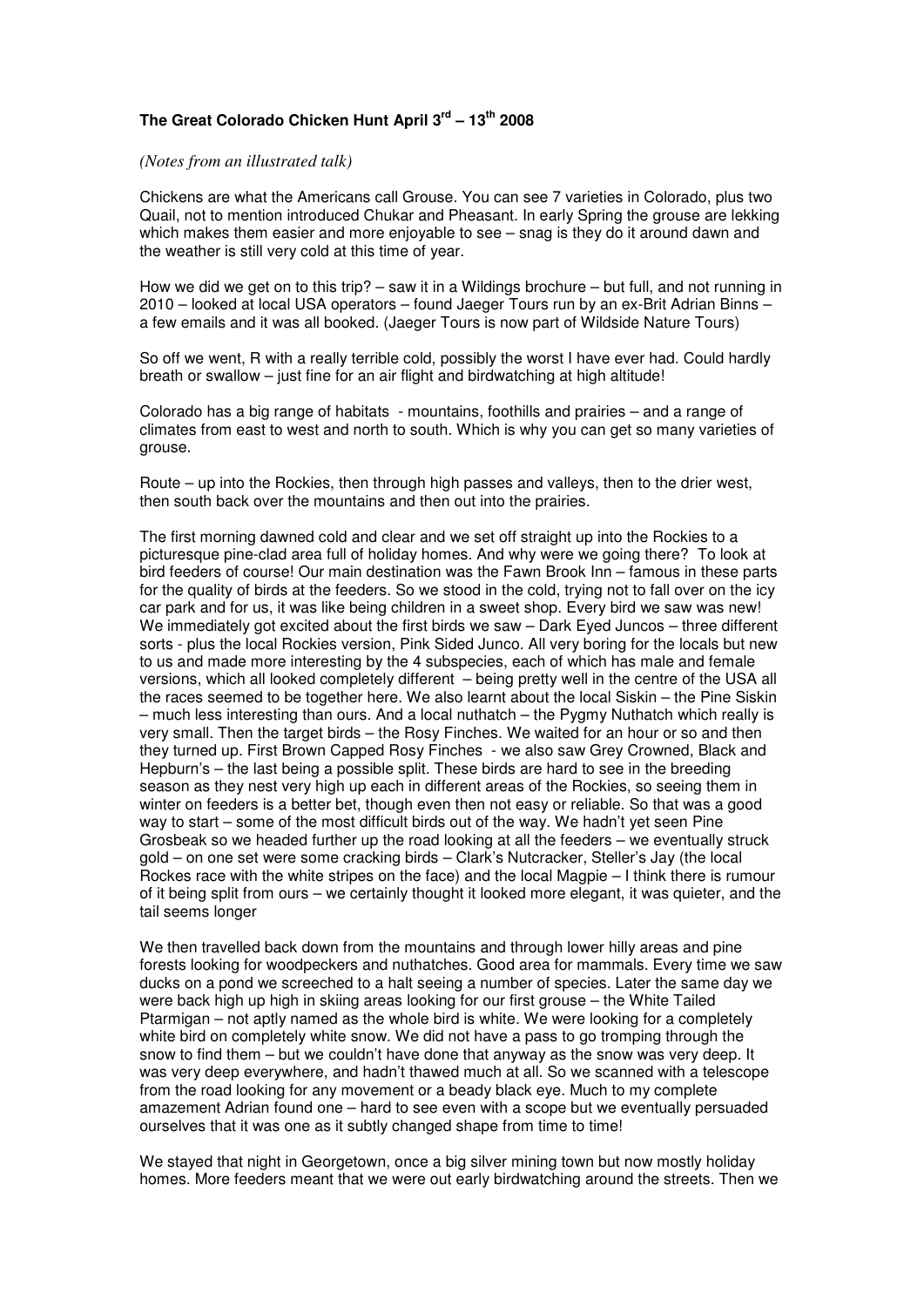**The Great Colorado Chicken Hunt April 3rd – 13th 2008**

*(Notes from an illustrated talk)*

Chickens are what the Americans call Grouse. You can see 7 varieties in Colorado, plus two Quail, not to mention introduced Chukar and Pheasant. In early Spring the grouse are lekking which makes them easier and more enjoyable to see – snag is they do it around dawn and the weather is still very cold at this time of year.

How we did we get on to this trip? – saw it in a Wildings brochure – but full, and not running in 2010 – looked at local USA operators – found Jaeger Tours run by an ex-Brit Adrian Binns – a few emails and it was all booked. (Jaeger Tours is now part of Wildside Nature Tours)

So off we went, R with a really terrible cold, possibly the worst I have ever had. Could hardly breath or swallow – just fine for an air flight and birdwatching at high altitude!

Colorado has a big range of habitats - mountains, foothills and prairies – and a range of climates from east to west and north to south. Which is why you can get so many varieties of grouse.

Route – up into the Rockies, then through high passes and valleys, then to the drier west, then south back over the mountains and then out into the prairies.

The first morning dawned cold and clear and we set off straight up into the Rockies to a picturesque pine-clad area full of holiday homes. And why were we going there? To look at bird feeders of course! Our main destination was the Fawn Brook Inn – famous in these parts for the quality of birds at the feeders. So we stood in the cold, trying not to fall over on the icy car park and for us, it was like being children in a sweet shop. Every bird we saw was new! We immediately got excited about the first birds we saw – Dark Eyed Juncos – three different sorts - plus the local Rockies version, Pink Sided Junco. All very boring for the locals but new to us and made more interesting by the 4 subspecies, each of which has male and female versions, which all looked completely different – being pretty well in the centre of the USA all the races seemed to be together here. We also learnt about the local Siskin – the Pine Siskin – much less interesting than ours. And a local nuthatch – the Pygmy Nuthatch which really is very small. Then the target birds – the Rosy Finches. We waited for an hour or so and then they turned up. First Brown Capped Rosy Finches - we also saw Grey Crowned, Black and Hepburn's – the last being a possible split. These birds are hard to see in the breeding season as they nest very high up each in different areas of the Rockies, so seeing them in winter on feeders is a better bet, though even then not easy or reliable. So that was a good way to start – some of the most difficult birds out of the way. We hadn't yet seen Pine Grosbeak so we headed further up the road looking at all the feeders – we eventually struck gold – on one set were some cracking birds – Clark's Nutcracker, Steller's Jay (the local Rockes race with the white stripes on the face) and the local Magpie – I think there is rumour of it being split from ours – we certainly thought it looked more elegant, it was quieter, and the tail seems longer

We then travelled back down from the mountains and through lower hilly areas and pine forests looking for woodpeckers and nuthatches. Good area for mammals. Every time we saw ducks on a pond we screeched to a halt seeing a number of species. Later the same day we were back high up high in skiing areas looking for our first grouse – the White Tailed Ptarmigan – not aptly named as the whole bird is white. We were looking for a completely white bird on completely white snow. We did not have a pass to go tromping through the snow to find them – but we couldn't have done that anyway as the snow was very deep. It was very deep everywhere, and hadn't thawed much at all. So we scanned with a telescope from the road looking for any movement or a beady black eye. Much to my complete amazement Adrian found one – hard to see even with a scope but we eventually persuaded ourselves that it was one as it subtly changed shape from time to time!

We stayed that night in Georgetown, once a big silver mining town but now mostly holiday homes. More feeders meant that we were out early birdwatching around the streets. Then we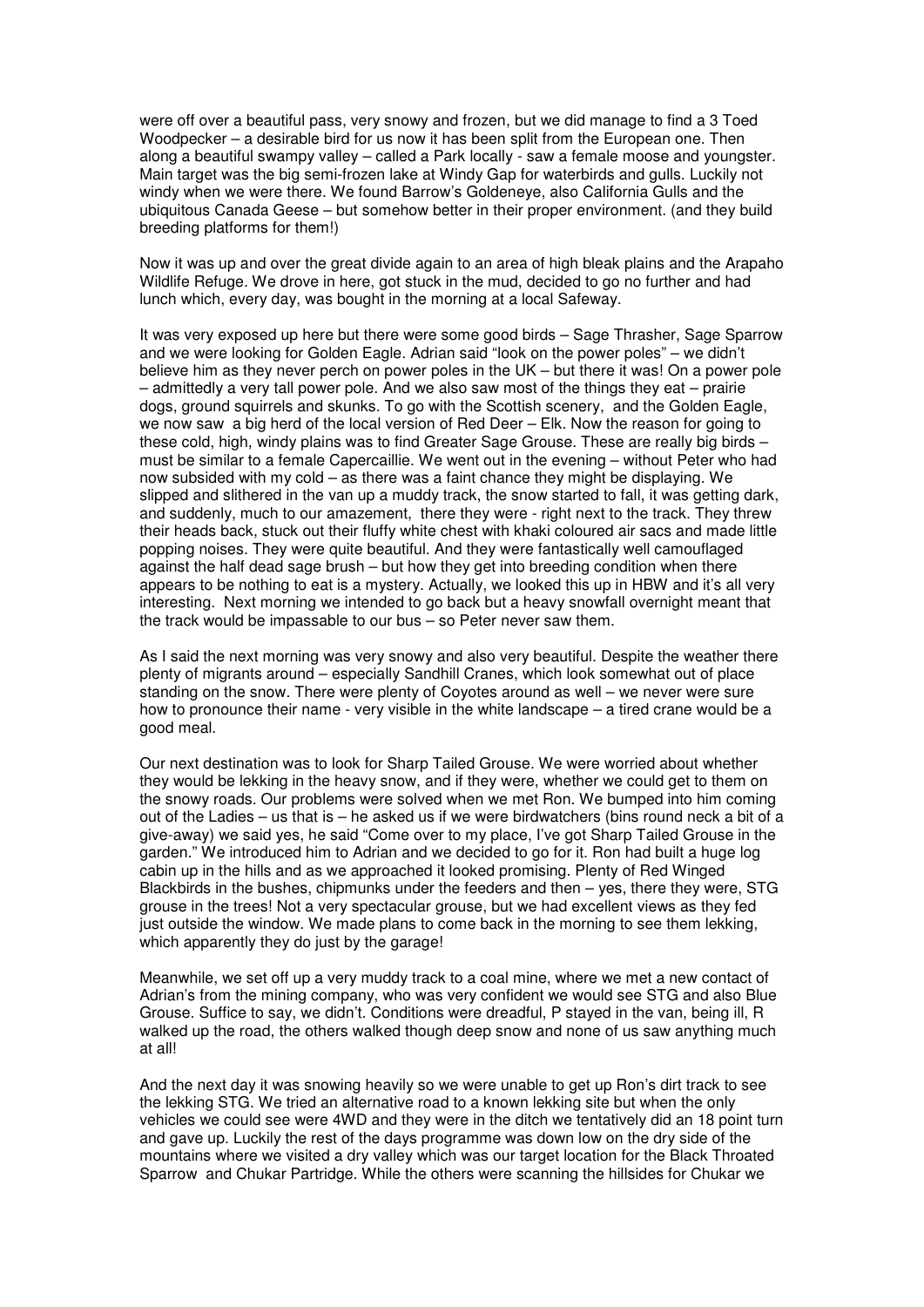were off over a beautiful pass, very snowy and frozen, but we did manage to find a 3 Toed Woodpecker – a desirable bird for us now it has been split from the European one. Then along a beautiful swampy valley – called a Park locally - saw a female moose and youngster. Main target was the big semi-frozen lake at Windy Gap for waterbirds and gulls. Luckily not windy when we were there. We found Barrow's Goldeneye, also California Gulls and the ubiquitous Canada Geese – but somehow better in their proper environment. (and they build breeding platforms for them!)

Now it was up and over the great divide again to an area of high bleak plains and the Arapaho Wildlife Refuge. We drove in here, got stuck in the mud, decided to go no further and had lunch which, every day, was bought in the morning at a local Safeway.

It was very exposed up here but there were some good birds – Sage Thrasher, Sage Sparrow and we were looking for Golden Eagle. Adrian said "look on the power poles" – we didn't believe him as they never perch on power poles in the UK – but there it was! On a power pole – admittedly a very tall power pole. And we also saw most of the things they eat – prairie dogs, ground squirrels and skunks. To go with the Scottish scenery, and the Golden Eagle, we now saw a big herd of the local version of Red Deer – Elk. Now the reason for going to these cold, high, windy plains was to find Greater Sage Grouse. These are really big birds – must be similar to a female Capercaillie. We went out in the evening – without Peter who had now subsided with my cold – as there was a faint chance they might be displaying. We slipped and slithered in the van up a muddy track, the snow started to fall, it was getting dark, and suddenly, much to our amazement, there they were - right next to the track. They threw their heads back, stuck out their fluffy white chest with khaki coloured air sacs and made little popping noises. They were quite beautiful. And they were fantastically well camouflaged against the half dead sage brush – but how they get into breeding condition when there appears to be nothing to eat is a mystery. Actually, we looked this up in HBW and it's all very interesting. Next morning we intended to go back but a heavy snowfall overnight meant that the track would be impassable to our bus – so Peter never saw them.

As I said the next morning was very snowy and also very beautiful. Despite the weather there plenty of migrants around – especially Sandhill Cranes, which look somewhat out of place standing on the snow. There were plenty of Coyotes around as well – we never were sure how to pronounce their name - very visible in the white landscape – a tired crane would be a good meal.

Our next destination was to look for Sharp Tailed Grouse. We were worried about whether they would be lekking in the heavy snow, and if they were, whether we could get to them on the snowy roads. Our problems were solved when we met Ron. We bumped into him coming out of the Ladies – us that is – he asked us if we were birdwatchers (bins round neck a bit of a give-away) we said yes, he said "Come over to my place, I've got Sharp Tailed Grouse in the garden." We introduced him to Adrian and we decided to go for it. Ron had built a huge log cabin up in the hills and as we approached it looked promising. Plenty of Red Winged Blackbirds in the bushes, chipmunks under the feeders and then – yes, there they were, STG grouse in the trees! Not a very spectacular grouse, but we had excellent views as they fed just outside the window. We made plans to come back in the morning to see them lekking, which apparently they do just by the garage!

Meanwhile, we set off up a very muddy track to a coal mine, where we met a new contact of Adrian's from the mining company, who was very confident we would see STG and also Blue Grouse. Suffice to say, we didn't. Conditions were dreadful, P stayed in the van, being ill, R walked up the road, the others walked though deep snow and none of us saw anything much at all!

And the next day it was snowing heavily so we were unable to get up Ron's dirt track to see the lekking STG. We tried an alternative road to a known lekking site but when the only vehicles we could see were 4WD and they were in the ditch we tentatively did an 18 point turn and gave up. Luckily the rest of the days programme was down low on the dry side of the mountains where we visited a dry valley which was our target location for the Black Throated Sparrow and Chukar Partridge. While the others were scanning the hillsides for Chukar we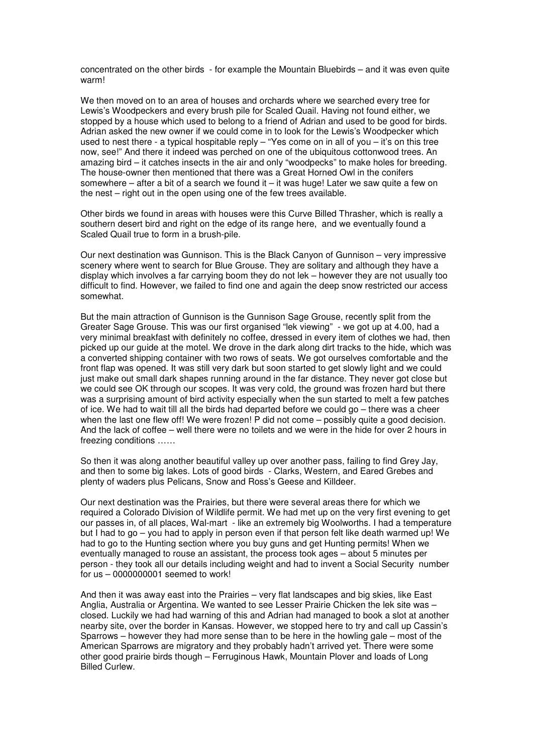concentrated on the other birds - for example the Mountain Bluebirds – and it was even quite warm!

We then moved on to an area of houses and orchards where we searched every tree for Lewis's Woodpeckers and every brush pile for Scaled Quail. Having not found either, we stopped by a house which used to belong to a friend of Adrian and used to be good for birds. Adrian asked the new owner if we could come in to look for the Lewis's Woodpecker which used to nest there - a typical hospitable reply – "Yes come on in all of you – it's on this tree now, see!" And there it indeed was perched on one of the ubiquitous cottonwood trees. An amazing bird – it catches insects in the air and only "woodpecks" to make holes for breeding. The house-owner then mentioned that there was a Great Horned Owl in the conifers somewhere – after a bit of a search we found it – it was huge! Later we saw quite a few on the nest – right out in the open using one of the few trees available.

Other birds we found in areas with houses were this Curve Billed Thrasher, which is really a southern desert bird and right on the edge of its range here, and we eventually found a Scaled Quail true to form in a brush-pile.

Our next destination was Gunnison. This is the Black Canyon of Gunnison – very impressive scenery where went to search for Blue Grouse. They are solitary and although they have a display which involves a far carrying boom they do not lek – however they are not usually too difficult to find. However, we failed to find one and again the deep snow restricted our access somewhat.

But the main attraction of Gunnison is the Gunnison Sage Grouse, recently split from the Greater Sage Grouse. This was our first organised "lek viewing" - we got up at 4.00, had a very minimal breakfast with definitely no coffee, dressed in every item of clothes we had, then picked up our guide at the motel. We drove in the dark along dirt tracks to the hide, which was a converted shipping container with two rows of seats. We got ourselves comfortable and the front flap was opened. It was still very dark but soon started to get slowly light and we could just make out small dark shapes running around in the far distance. They never got close but we could see OK through our scopes. It was very cold, the ground was frozen hard but there was a surprising amount of bird activity especially when the sun started to melt a few patches of ice. We had to wait till all the birds had departed before we could go – there was a cheer when the last one flew off! We were frozen! P did not come – possibly quite a good decision. And the lack of coffee – well there were no toilets and we were in the hide for over 2 hours in freezing conditions ……

So then it was along another beautiful valley up over another pass, failing to find Grey Jay, and then to some big lakes. Lots of good birds - Clarks, Western, and Eared Grebes and plenty of waders plus Pelicans, Snow and Ross's Geese and Killdeer.

Our next destination was the Prairies, but there were several areas there for which we required a Colorado Division of Wildlife permit. We had met up on the very first evening to get our passes in, of all places, Wal-mart - like an extremely big Woolworths. I had a temperature but I had to go – you had to apply in person even if that person felt like death warmed up! We had to go to the Hunting section where you buy guns and get Hunting permits! When we eventually managed to rouse an assistant, the process took ages – about 5 minutes per person - they took all our details including weight and had to invent a Social Security number for us – 0000000001 seemed to work!

And then it was away east into the Prairies – very flat landscapes and big skies, like East Anglia, Australia or Argentina. We wanted to see Lesser Prairie Chicken the lek site was – closed. Luckily we had had warning of this and Adrian had managed to book a slot at another nearby site, over the border in Kansas. However, we stopped here to try and call up Cassin's Sparrows – however they had more sense than to be here in the howling gale – most of the American Sparrows are migratory and they probably hadn't arrived yet. There were some other good prairie birds though – Ferruginous Hawk, Mountain Plover and loads of Long Billed Curlew.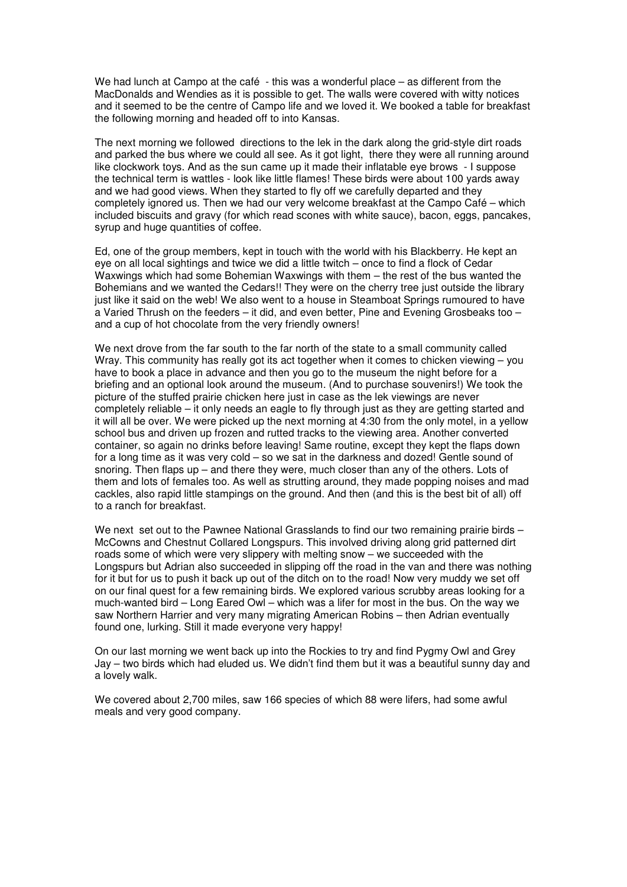We had lunch at Campo at the café - this was a wonderful place – as different from the MacDonalds and Wendies as it is possible to get. The walls were covered with witty notices and it seemed to be the centre of Campo life and we loved it. We booked a table for breakfast the following morning and headed off to into Kansas.

The next morning we followed directions to the lek in the dark along the grid-style dirt roads and parked the bus where we could all see. As it got light, there they were all running around like clockwork toys. And as the sun came up it made their inflatable eye brows - I suppose the technical term is wattles - look like little flames! These birds were about 100 yards away and we had good views. When they started to fly off we carefully departed and they completely ignored us. Then we had our very welcome breakfast at the Campo Café – which included biscuits and gravy (for which read scones with white sauce), bacon, eggs, pancakes, syrup and huge quantities of coffee.

Ed, one of the group members, kept in touch with the world with his Blackberry. He kept an eye on all local sightings and twice we did a little twitch – once to find a flock of Cedar Waxwings which had some Bohemian Waxwings with them – the rest of the bus wanted the Bohemians and we wanted the Cedars!! They were on the cherry tree just outside the library just like it said on the web! We also went to a house in Steamboat Springs rumoured to have a Varied Thrush on the feeders – it did, and even better, Pine and Evening Grosbeaks too – and a cup of hot chocolate from the very friendly owners!

We next drove from the far south to the far north of the state to a small community called Wray. This community has really got its act together when it comes to chicken viewing – you have to book a place in advance and then you go to the museum the night before for a briefing and an optional look around the museum. (And to purchase souvenirs!) We took the picture of the stuffed prairie chicken here just in case as the lek viewings are never completely reliable – it only needs an eagle to fly through just as they are getting started and it will all be over. We were picked up the next morning at 4:30 from the only motel, in a yellow school bus and driven up frozen and rutted tracks to the viewing area. Another converted container, so again no drinks before leaving! Same routine, except they kept the flaps down for a long time as it was very cold – so we sat in the darkness and dozed! Gentle sound of snoring. Then flaps up – and there they were, much closer than any of the others. Lots of them and lots of females too. As well as strutting around, they made popping noises and mad cackles, also rapid little stampings on the ground. And then (and this is the best bit of all) off to a ranch for breakfast.

We next set out to the Pawnee National Grasslands to find our two remaining prairie birds – McCowns and Chestnut Collared Longspurs. This involved driving along grid patterned dirt roads some of which were very slippery with melting snow – we succeeded with the Longspurs but Adrian also succeeded in slipping off the road in the van and there was nothing for it but for us to push it back up out of the ditch on to the road! Now very muddy we set off on our final quest for a few remaining birds. We explored various scrubby areas looking for a much-wanted bird – Long Eared Owl – which was a lifer for most in the bus. On the way we saw Northern Harrier and very many migrating American Robins – then Adrian eventually found one, lurking. Still it made everyone very happy!

On our last morning we went back up into the Rockies to try and find Pygmy Owl and Grey Jay – two birds which had eluded us. We didn't find them but it was a beautiful sunny day and a lovely walk.

We covered about 2,700 miles, saw 166 species of which 88 were lifers, had some awful meals and very good company.